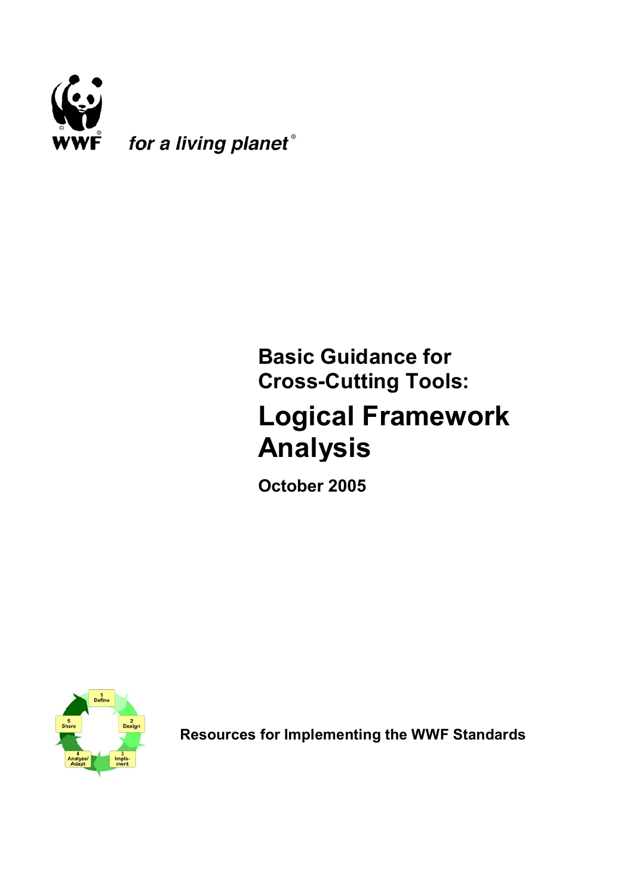WWF *for a living planet*®

**Basic Guidance for Cross-Cutting Tools:**

# Logical Framework Analysis

**October 2005**

**Resources for Implementing the WWF Standards**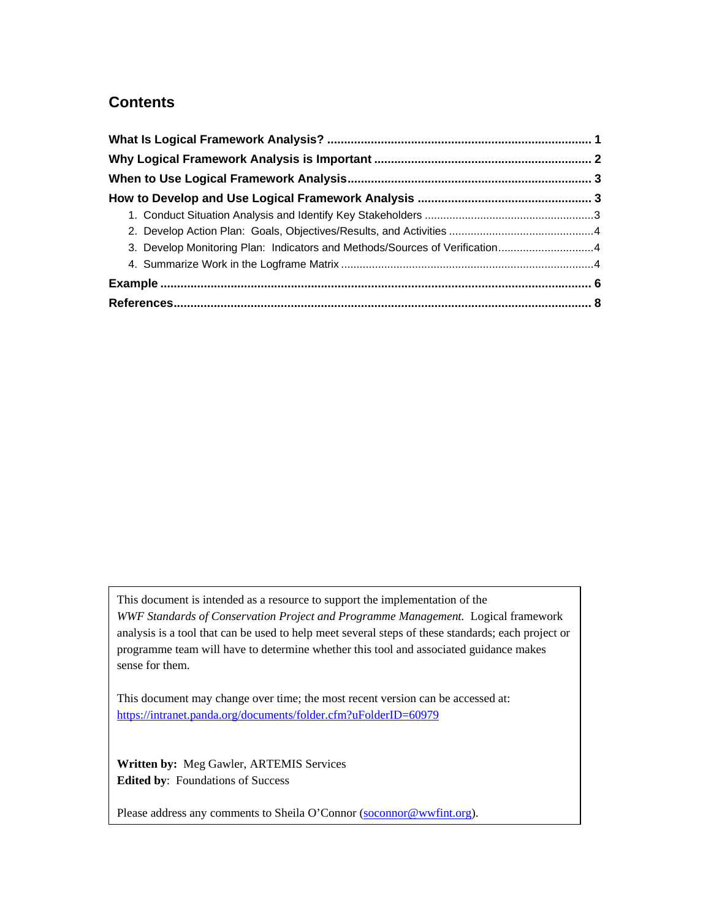## Contents

**What Is Logical Framework Analysis?** .............................................................................. **1**

**Why Logical Framework Analysis is Important** ................................................................ **2**

**When to Use Logical Framework Analysis** ........................................................................ **3**

**How to Develop and Use Logical Framework Analysis** ................................................... **3**

1. Conduct Situation Analysis and Identify Key Stakeholders ......................................................3
2. Develop Action Plan: Goals, Objectives/Results, and Activities ..............................................4
3. Develop Monitoring Plan: Indicators and Methods/Sources of Verification..............................4
4. Summarize Work in the Logframe Matrix .................................................................................4

**Example** ............................................................................................................................... **6**

**References**........................................................................................................................... **8**

---

This document is intended as a resource to support the implementation of the *WWF Standards of Conservation Project and Programme Management.* Logical framework analysis is a tool that can be used to help meet several steps of these standards; each project or programme team will have to determine whether this tool and associated guidance makes sense for them.

This document may change over time; the most recent version can be accessed at: https://intranet.panda.org/documents/folder.cfm?uFolderID=60979

**Written by:** Meg Gawler, ARTEMIS Services
**Edited by**: Foundations of Success

Please address any comments to Sheila O'Connor (soconnor@wwfint.org).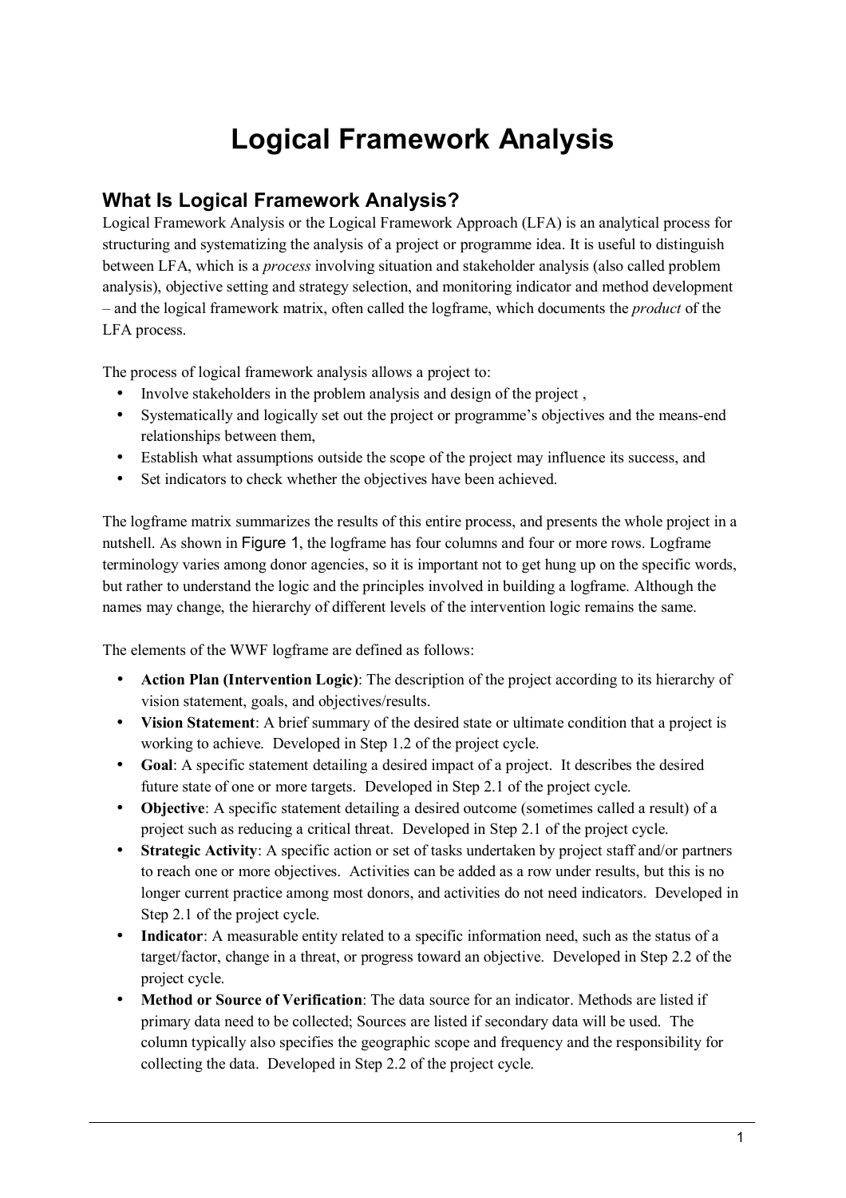# Logical Framework Analysis

## What Is Logical Framework Analysis?

Logical Framework Analysis or the Logical Framework Approach (LFA) is an analytical process for structuring and systematizing the analysis of a project or programme idea. It is useful to distinguish between LFA, which is a *process* involving situation and stakeholder analysis (also called problem analysis), objective setting and strategy selection, and monitoring indicator and method development – and the logical framework matrix, often called the logframe, which documents the *product* of the LFA process.

The process of logical framework analysis allows a project to:

- Involve stakeholders in the problem analysis and design of the project ,
- Systematically and logically set out the project or programme's objectives and the means-end relationships between them,
- Establish what assumptions outside the scope of the project may influence its success, and
- Set indicators to check whether the objectives have been achieved.

The logframe matrix summarizes the results of this entire process, and presents the whole project in a nutshell. As shown in Figure 1, the logframe has four columns and four or more rows. Logframe terminology varies among donor agencies, so it is important not to get hung up on the specific words, but rather to understand the logic and the principles involved in building a logframe. Although the names may change, the hierarchy of different levels of the intervention logic remains the same.

The elements of the WWF logframe are defined as follows:

- **Action Plan (Intervention Logic)**: The description of the project according to its hierarchy of vision statement, goals, and objectives/results.
- **Vision Statement**: A brief summary of the desired state or ultimate condition that a project is working to achieve. Developed in Step 1.2 of the project cycle.
- **Goal**: A specific statement detailing a desired impact of a project. It describes the desired future state of one or more targets. Developed in Step 2.1 of the project cycle.
- **Objective**: A specific statement detailing a desired outcome (sometimes called a result) of a project such as reducing a critical threat. Developed in Step 2.1 of the project cycle.
- **Strategic Activity**: A specific action or set of tasks undertaken by project staff and/or partners to reach one or more objectives. Activities can be added as a row under results, but this is no longer current practice among most donors, and activities do not need indicators. Developed in Step 2.1 of the project cycle.
- **Indicator**: A measurable entity related to a specific information need, such as the status of a target/factor, change in a threat, or progress toward an objective. Developed in Step 2.2 of the project cycle.
- **Method or Source of Verification**: The data source for an indicator. Methods are listed if primary data need to be collected; Sources are listed if secondary data will be used. The column typically also specifies the geographic scope and frequency and the responsibility for collecting the data. Developed in Step 2.2 of the project cycle.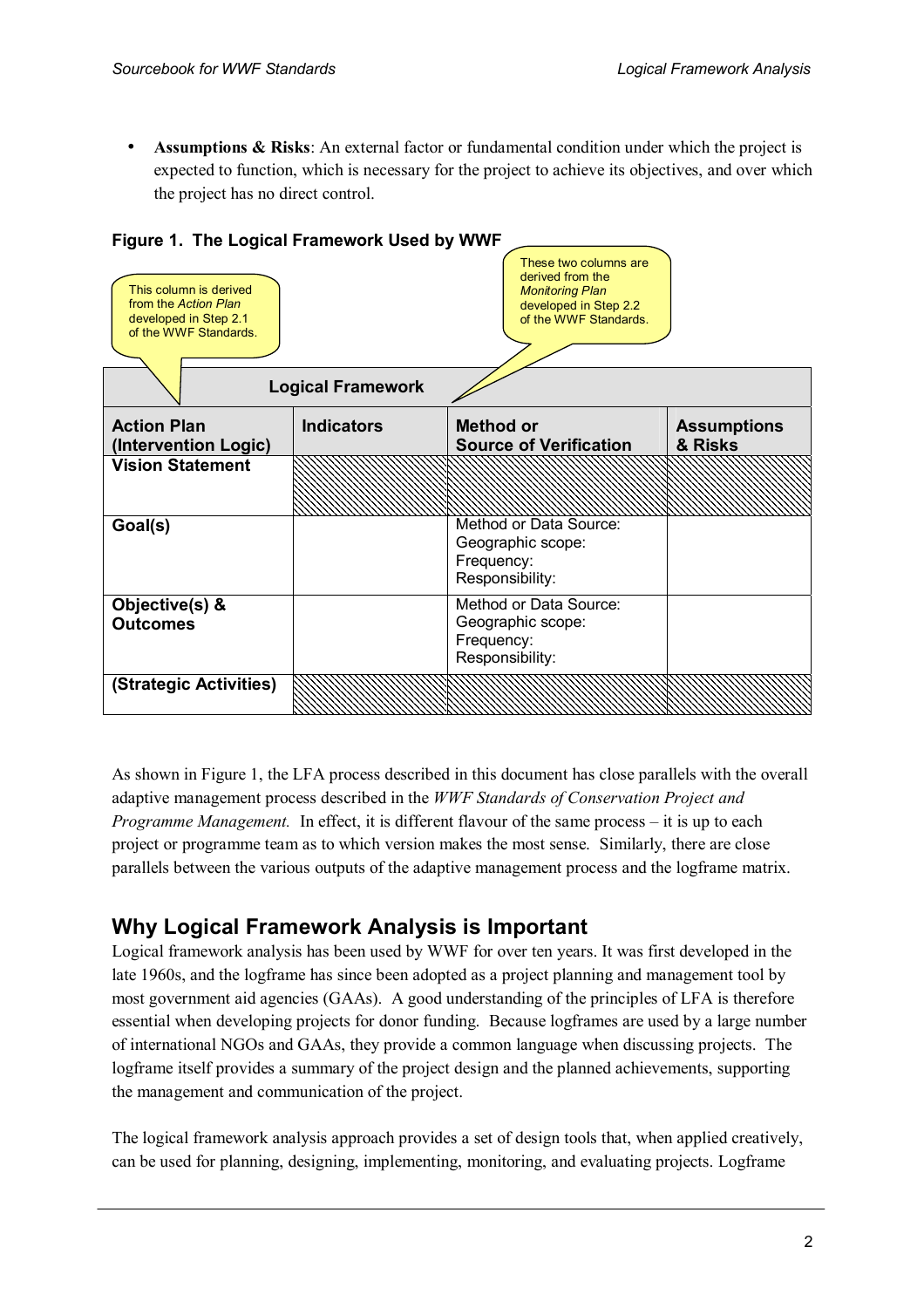- **Assumptions & Risks**: An external factor or fundamental condition under which the project is expected to function, which is necessary for the project to achieve its objectives, and over which the project has no direct control.

**Figure 1. The Logical Framework Used by WWF**

This column is derived from the *Action Plan* developed in Step 2.1 of the WWF Standards.

These two columns are derived from the *Monitoring Plan* developed in Step 2.2 of the WWF Standards.

| Logical Framework | | | |
|---|---|---|---|
| **Action Plan (Intervention Logic)** | **Indicators** | **Method or Source of Verification** | **Assumptions & Risks** |
| **Vision Statement** | | | |
| **Goal(s)** | | Method or Data Source:<br>Geographic scope:<br>Frequency:<br>Responsibility: | |
| **Objective(s) & Outcomes** | | Method or Data Source:<br>Geographic scope:<br>Frequency:<br>Responsibility: | |
| **(Strategic Activities)** | | | |

As shown in Figure 1, the LFA process described in this document has close parallels with the overall adaptive management process described in the *WWF Standards of Conservation Project and Programme Management.* In effect, it is different flavour of the same process – it is up to each project or programme team as to which version makes the most sense. Similarly, there are close parallels between the various outputs of the adaptive management process and the logframe matrix.

## Why Logical Framework Analysis is Important

Logical framework analysis has been used by WWF for over ten years. It was first developed in the late 1960s, and the logframe has since been adopted as a project planning and management tool by most government aid agencies (GAAs). A good understanding of the principles of LFA is therefore essential when developing projects for donor funding. Because logframes are used by a large number of international NGOs and GAAs, they provide a common language when discussing projects. The logframe itself provides a summary of the project design and the planned achievements, supporting the management and communication of the project.

The logical framework analysis approach provides a set of design tools that, when applied creatively, can be used for planning, designing, implementing, monitoring, and evaluating projects. Logframe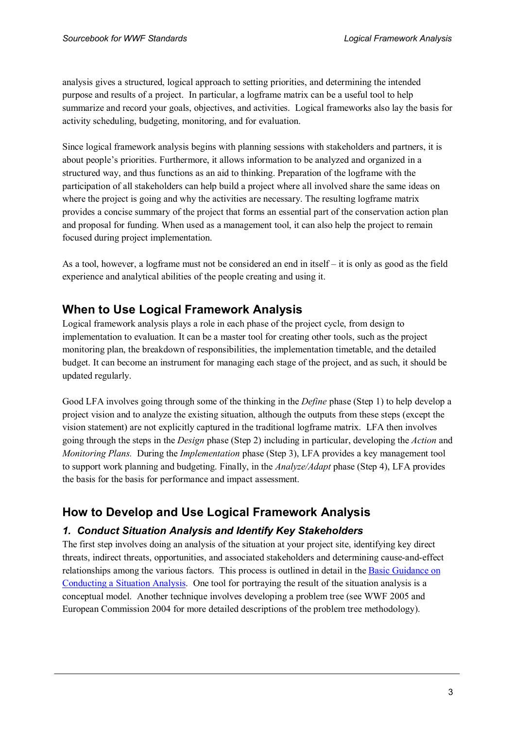analysis gives a structured, logical approach to setting priorities, and determining the intended purpose and results of a project. In particular, a logframe matrix can be a useful tool to help summarize and record your goals, objectives, and activities. Logical frameworks also lay the basis for activity scheduling, budgeting, monitoring, and for evaluation.

Since logical framework analysis begins with planning sessions with stakeholders and partners, it is about people's priorities. Furthermore, it allows information to be analyzed and organized in a structured way, and thus functions as an aid to thinking. Preparation of the logframe with the participation of all stakeholders can help build a project where all involved share the same ideas on where the project is going and why the activities are necessary. The resulting logframe matrix provides a concise summary of the project that forms an essential part of the conservation action plan and proposal for funding. When used as a management tool, it can also help the project to remain focused during project implementation.

As a tool, however, a logframe must not be considered an end in itself – it is only as good as the field experience and analytical abilities of the people creating and using it.

## When to Use Logical Framework Analysis

Logical framework analysis plays a role in each phase of the project cycle, from design to implementation to evaluation. It can be a master tool for creating other tools, such as the project monitoring plan, the breakdown of responsibilities, the implementation timetable, and the detailed budget. It can become an instrument for managing each stage of the project, and as such, it should be updated regularly.

Good LFA involves going through some of the thinking in the *Define* phase (Step 1) to help develop a project vision and to analyze the existing situation, although the outputs from these steps (except the vision statement) are not explicitly captured in the traditional logframe matrix. LFA then involves going through the steps in the *Design* phase (Step 2) including in particular, developing the *Action* and *Monitoring Plans.* During the *Implementation* phase (Step 3), LFA provides a key management tool to support work planning and budgeting. Finally, in the *Analyze/Adapt* phase (Step 4), LFA provides the basis for the basis for performance and impact assessment.

## How to Develop and Use Logical Framework Analysis

### *1. Conduct Situation Analysis and Identify Key Stakeholders*

The first step involves doing an analysis of the situation at your project site, identifying key direct threats, indirect threats, opportunities, and associated stakeholders and determining cause-and-effect relationships among the various factors. This process is outlined in detail in the Basic Guidance on Conducting a Situation Analysis. One tool for portraying the result of the situation analysis is a conceptual model. Another technique involves developing a problem tree (see WWF 2005 and European Commission 2004 for more detailed descriptions of the problem tree methodology).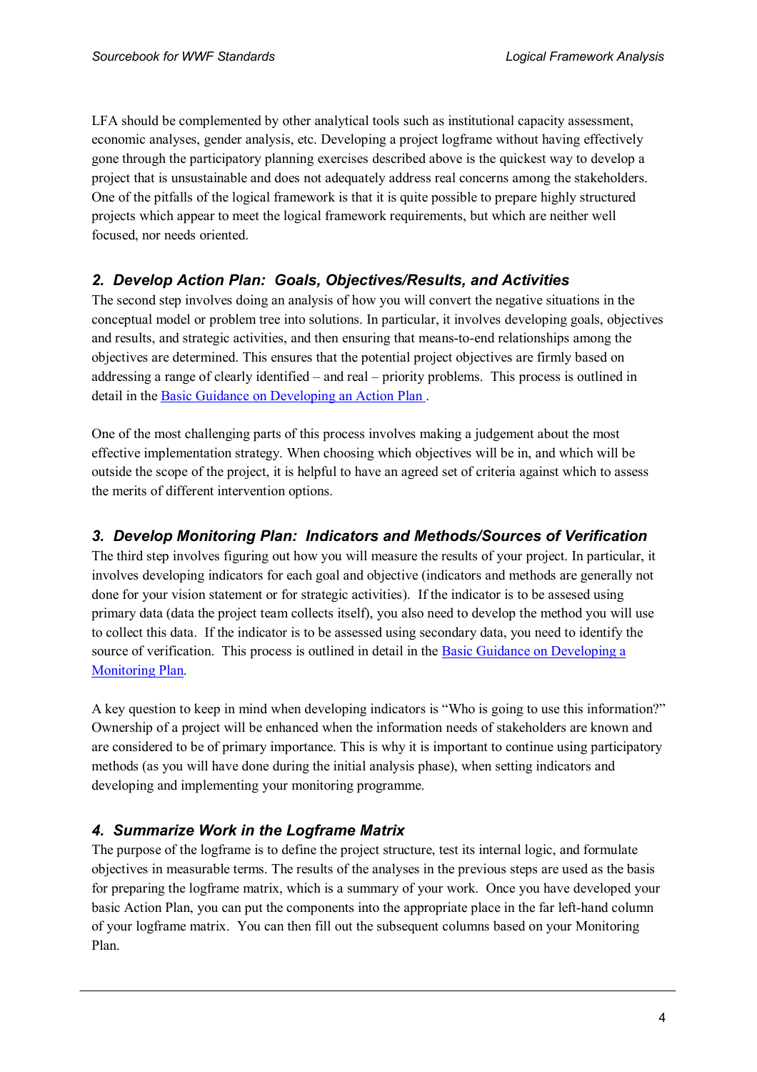LFA should be complemented by other analytical tools such as institutional capacity assessment, economic analyses, gender analysis, etc. Developing a project logframe without having effectively gone through the participatory planning exercises described above is the quickest way to develop a project that is unsustainable and does not adequately address real concerns among the stakeholders. One of the pitfalls of the logical framework is that it is quite possible to prepare highly structured projects which appear to meet the logical framework requirements, but which are neither well focused, nor needs oriented.

### *2. Develop Action Plan: Goals, Objectives/Results, and Activities*

The second step involves doing an analysis of how you will convert the negative situations in the conceptual model or problem tree into solutions. In particular, it involves developing goals, objectives and results, and strategic activities, and then ensuring that means-to-end relationships among the objectives are determined. This ensures that the potential project objectives are firmly based on addressing a range of clearly identified – and real – priority problems. This process is outlined in detail in the Basic Guidance on Developing an Action Plan .

One of the most challenging parts of this process involves making a judgement about the most effective implementation strategy. When choosing which objectives will be in, and which will be outside the scope of the project, it is helpful to have an agreed set of criteria against which to assess the merits of different intervention options.

### *3. Develop Monitoring Plan: Indicators and Methods/Sources of Verification*

The third step involves figuring out how you will measure the results of your project. In particular, it involves developing indicators for each goal and objective (indicators and methods are generally not done for your vision statement or for strategic activities). If the indicator is to be assesed using primary data (data the project team collects itself), you also need to develop the method you will use to collect this data. If the indicator is to be assessed using secondary data, you need to identify the source of verification. This process is outlined in detail in the Basic Guidance on Developing a Monitoring Plan.

A key question to keep in mind when developing indicators is "Who is going to use this information?" Ownership of a project will be enhanced when the information needs of stakeholders are known and are considered to be of primary importance. This is why it is important to continue using participatory methods (as you will have done during the initial analysis phase), when setting indicators and developing and implementing your monitoring programme.

### *4. Summarize Work in the Logframe Matrix*

The purpose of the logframe is to define the project structure, test its internal logic, and formulate objectives in measurable terms. The results of the analyses in the previous steps are used as the basis for preparing the logframe matrix, which is a summary of your work. Once you have developed your basic Action Plan, you can put the components into the appropriate place in the far left-hand column of your logframe matrix. You can then fill out the subsequent columns based on your Monitoring Plan.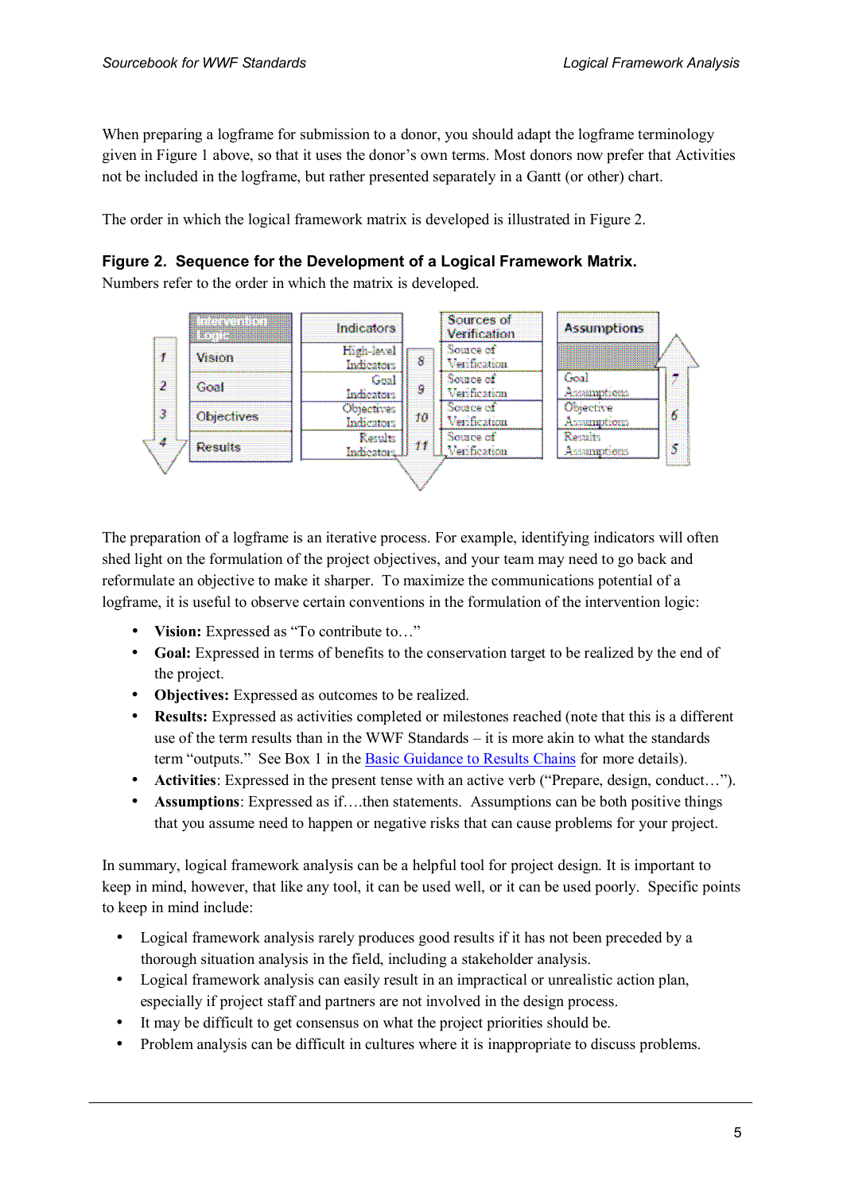When preparing a logframe for submission to a donor, you should adapt the logframe terminology given in Figure 1 above, so that it uses the donor's own terms. Most donors now prefer that Activities not be included in the logframe, but rather presented separately in a Gantt (or other) chart.

The order in which the logical framework matrix is developed is illustrated in Figure 2.

**Figure 2. Sequence for the Development of a Logical Framework Matrix.**
Numbers refer to the order in which the matrix is developed.

| | Intervention Logic | Indicators | | Sources of Verification | Assumptions | |
|---|---|---|---|---|---|---|
| 1 | Vision | High-level Indicators | 8 | Source of Verification | | |
| 2 | Goal | Goal Indicators | 9 | Source of Verification | Goal Assumptions | 7 |
| 3 | Objectives | Objectives Indicators | 10 | Source of Verification | Objective Assumptions | 6 |
| 4 | Results | Results Indicators | 11 | Source of Verification | Results Assumptions | 5 |

The preparation of a logframe is an iterative process. For example, identifying indicators will often shed light on the formulation of the project objectives, and your team may need to go back and reformulate an objective to make it sharper. To maximize the communications potential of a logframe, it is useful to observe certain conventions in the formulation of the intervention logic:

- **Vision:** Expressed as "To contribute to…"
- **Goal:** Expressed in terms of benefits to the conservation target to be realized by the end of the project.
- **Objectives:** Expressed as outcomes to be realized.
- **Results:** Expressed as activities completed or milestones reached (note that this is a different use of the term results than in the WWF Standards – it is more akin to what the standards term "outputs." See Box 1 in the Basic Guidance to Results Chains for more details).
- **Activities**: Expressed in the present tense with an active verb ("Prepare, design, conduct…").
- **Assumptions**: Expressed as if….then statements. Assumptions can be both positive things that you assume need to happen or negative risks that can cause problems for your project.

In summary, logical framework analysis can be a helpful tool for project design. It is important to keep in mind, however, that like any tool, it can be used well, or it can be used poorly. Specific points to keep in mind include:

- Logical framework analysis rarely produces good results if it has not been preceded by a thorough situation analysis in the field, including a stakeholder analysis.
- Logical framework analysis can easily result in an impractical or unrealistic action plan, especially if project staff and partners are not involved in the design process.
- It may be difficult to get consensus on what the project priorities should be.
- Problem analysis can be difficult in cultures where it is inappropriate to discuss problems.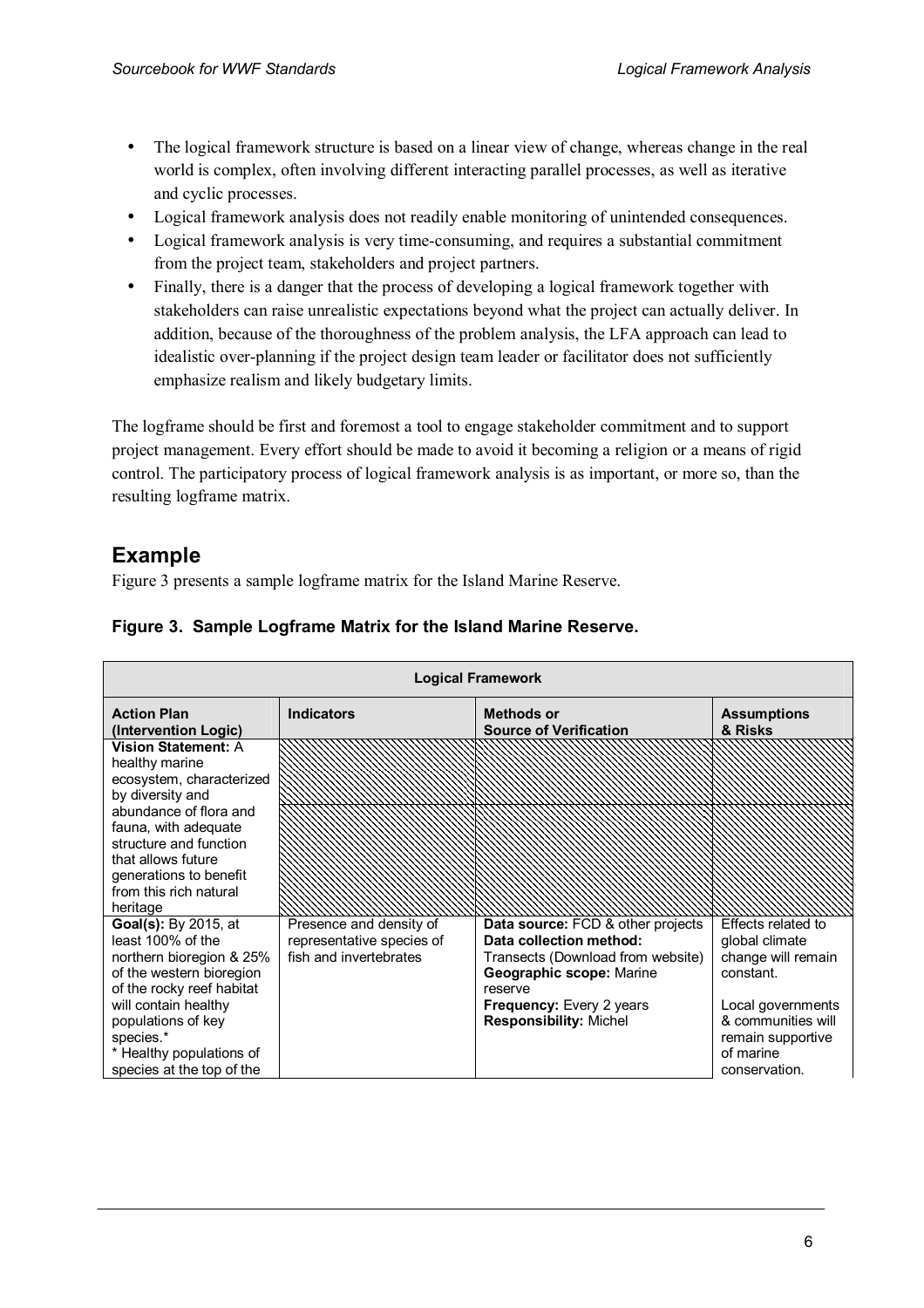- The logical framework structure is based on a linear view of change, whereas change in the real world is complex, often involving different interacting parallel processes, as well as iterative and cyclic processes.
- Logical framework analysis does not readily enable monitoring of unintended consequences.
- Logical framework analysis is very time-consuming, and requires a substantial commitment from the project team, stakeholders and project partners.
- Finally, there is a danger that the process of developing a logical framework together with stakeholders can raise unrealistic expectations beyond what the project can actually deliver. In addition, because of the thoroughness of the problem analysis, the LFA approach can lead to idealistic over-planning if the project design team leader or facilitator does not sufficiently emphasize realism and likely budgetary limits.

The logframe should be first and foremost a tool to engage stakeholder commitment and to support project management. Every effort should be made to avoid it becoming a religion or a means of rigid control. The participatory process of logical framework analysis is as important, or more so, than the resulting logframe matrix.

## Example

Figure 3 presents a sample logframe matrix for the Island Marine Reserve.

### Figure 3. Sample Logframe Matrix for the Island Marine Reserve.

| Logical Framework | | | |
|---|---|---|---|
| **Action Plan (Intervention Logic)** | **Indicators** | **Methods or Source of Verification** | **Assumptions & Risks** |
| **Vision Statement:** A healthy marine ecosystem, characterized by diversity and abundance of flora and fauna, with adequate structure and function that allows future generations to benefit from this rich natural heritage | | | |
| **Goal(s):** By 2015, at least 100% of the northern bioregion & 25% of the western bioregion of the rocky reef habitat will contain healthy populations of key species.* <br> * Healthy populations of species at the top of the | Presence and density of representative species of fish and invertebrates | **Data source:** FCD & other projects <br> **Data collection method:** Transects (Download from website) <br> **Geographic scope:** Marine reserve <br> **Frequency:** Every 2 years <br> **Responsibility:** Michel | Effects related to global climate change will remain constant. <br><br> Local governments & communities will remain supportive of marine conservation. |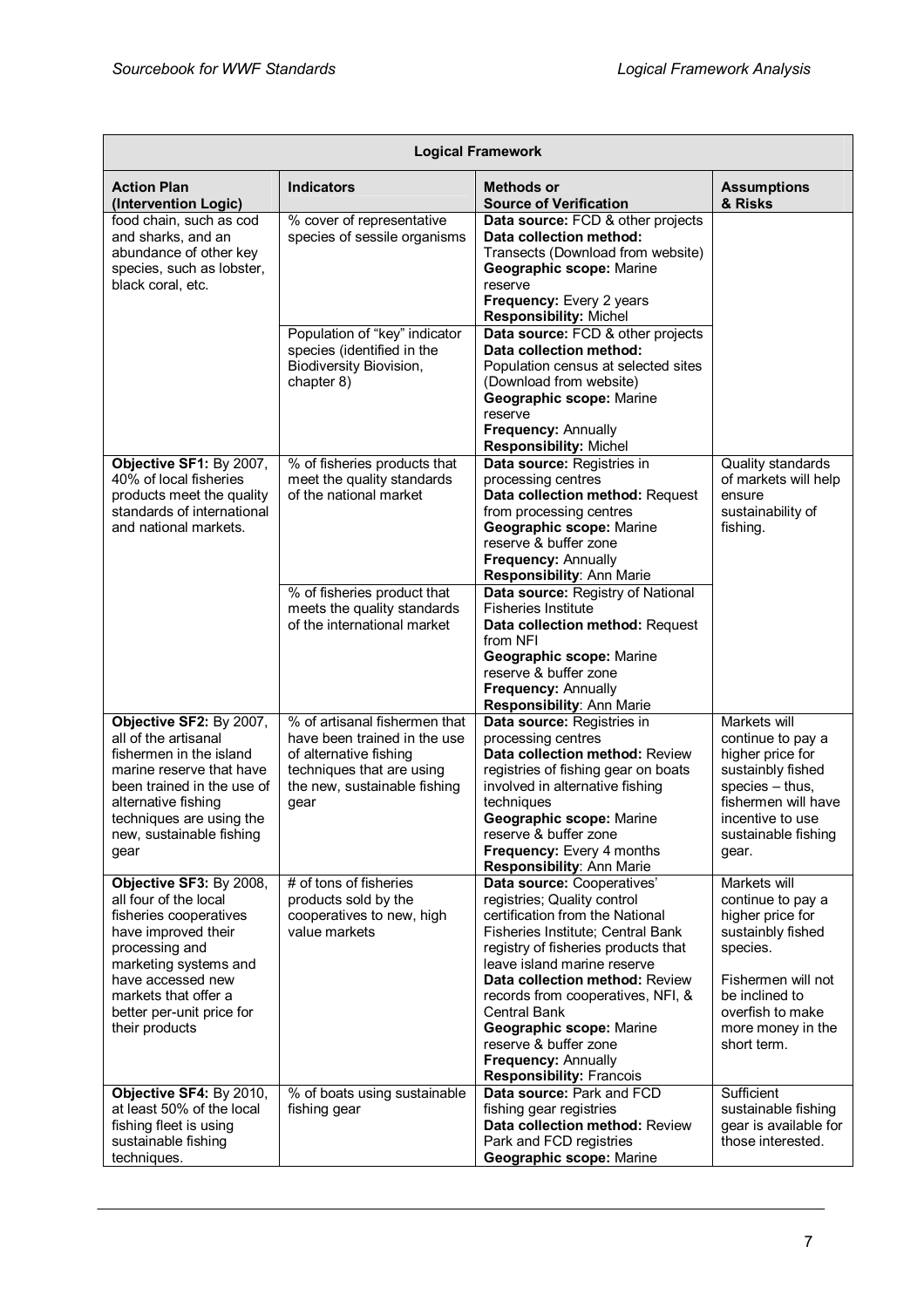| Logical Framework | | | |
|---|---|---|---|
| **Action Plan (Intervention Logic)** | **Indicators** | **Methods or Source of Verification** | **Assumptions & Risks** |
| food chain, such as cod and sharks, and an abundance of other key species, such as lobster, black coral, etc. | % cover of representative species of sessile organisms | **Data source:** FCD & other projects<br>**Data collection method:** Transects (Download from website)<br>**Geographic scope:** Marine reserve<br>**Frequency:** Every 2 years<br>**Responsibility:** Michel | |
| | Population of "key" indicator species (identified in the Biodiversity Biovision, chapter 8) | **Data source:** FCD & other projects<br>**Data collection method:** Population census at selected sites (Download from website)<br>**Geographic scope:** Marine reserve<br>**Frequency:** Annually<br>**Responsibility:** Michel | |
| **Objective SF1:** By 2007, 40% of local fisheries products meet the quality standards of international and national markets. | % of fisheries products that meet the quality standards of the national market | **Data source:** Registries in processing centres<br>**Data collection method:** Request from processing centres<br>**Geographic scope:** Marine reserve & buffer zone<br>**Frequency:** Annually<br>**Responsibility**: Ann Marie | Quality standards of markets will help ensure sustainability of fishing. |
| | % of fisheries product that meets the quality standards of the international market | **Data source:** Registry of National Fisheries Institute<br>**Data collection method:** Request from NFI<br>**Geographic scope:** Marine reserve & buffer zone<br>**Frequency:** Annually<br>**Responsibility**: Ann Marie | |
| **Objective SF2:** By 2007, all of the artisanal fishermen in the island marine reserve that have been trained in the use of alternative fishing techniques are using the new, sustainable fishing gear | % of artisanal fishermen that have been trained in the use of alternative fishing techniques that are using the new, sustainable fishing gear | **Data source:** Registries in processing centres<br>**Data collection method:** Review registries of fishing gear on boats involved in alternative fishing techniques<br>**Geographic scope:** Marine reserve & buffer zone<br>**Frequency:** Every 4 months<br>**Responsibility**: Ann Marie | Markets will continue to pay a higher price for sustainbly fished species – thus, fishermen will have incentive to use sustainable fishing gear. |
| **Objective SF3:** By 2008, all four of the local fisheries cooperatives have improved their processing and marketing systems and have accessed new markets that offer a better per-unit price for their products | # of tons of fisheries products sold by the cooperatives to new, high value markets | **Data source:** Cooperatives' registries; Quality control certification from the National Fisheries Institute; Central Bank registry of fisheries products that leave island marine reserve<br>**Data collection method:** Review records from cooperatives, NFI, & Central Bank<br>**Geographic scope:** Marine reserve & buffer zone<br>**Frequency:** Annually<br>**Responsibility:** Francois | Markets will continue to pay a higher price for sustainbly fished species.<br><br>Fishermen will not be inclined to overfish to make more money in the short term. |
| **Objective SF4:** By 2010, at least 50% of the local fishing fleet is using sustainable fishing techniques. | % of boats using sustainable fishing gear | **Data source:** Park and FCD fishing gear registries<br>**Data collection method:** Review Park and FCD registries<br>**Geographic scope:** Marine | Sufficient sustainable fishing gear is available for those interested. |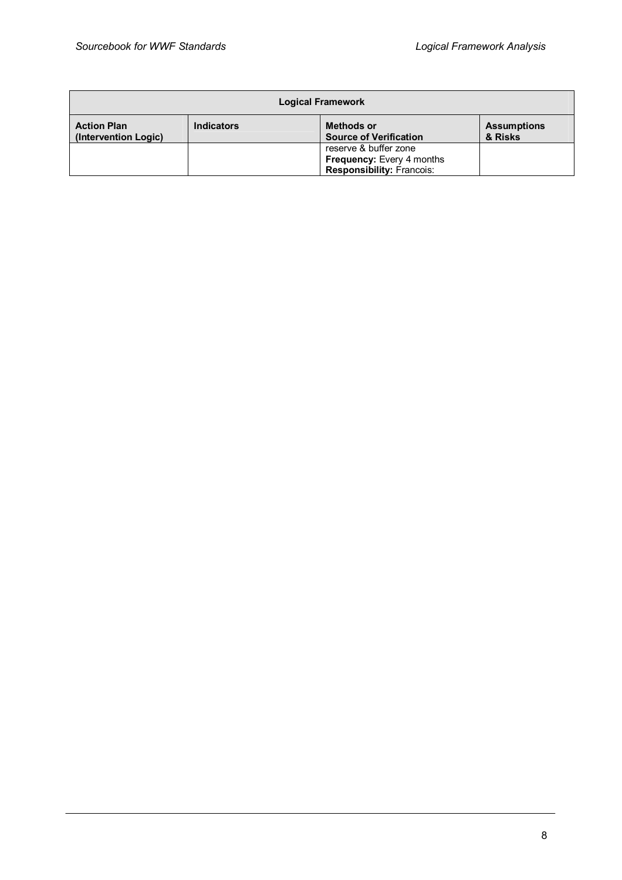| Logical Framework | | | |
|---|---|---|---|
| **Action Plan (Intervention Logic)** | **Indicators** | **Methods or Source of Verification** | **Assumptions & Risks** |
| | | reserve & buffer zone<br>**Frequency:** Every 4 months<br>**Responsibility:** Francois: | |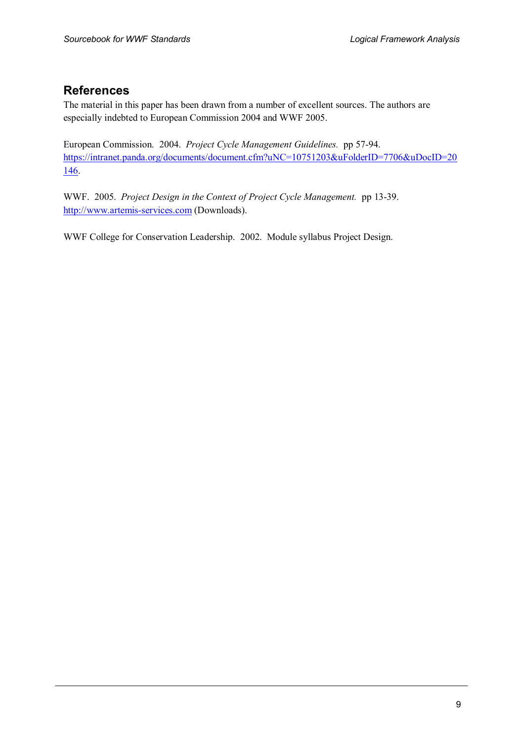## References

The material in this paper has been drawn from a number of excellent sources. The authors are especially indebted to European Commission 2004 and WWF 2005.

European Commission. 2004. *Project Cycle Management Guidelines.* pp 57-94. https://intranet.panda.org/documents/document.cfm?uNC=10751203&uFolderID=7706&uDocID=20146.

WWF. 2005. *Project Design in the Context of Project Cycle Management.* pp 13-39. http://www.artemis-services.com (Downloads).

WWF College for Conservation Leadership. 2002. Module syllabus Project Design.